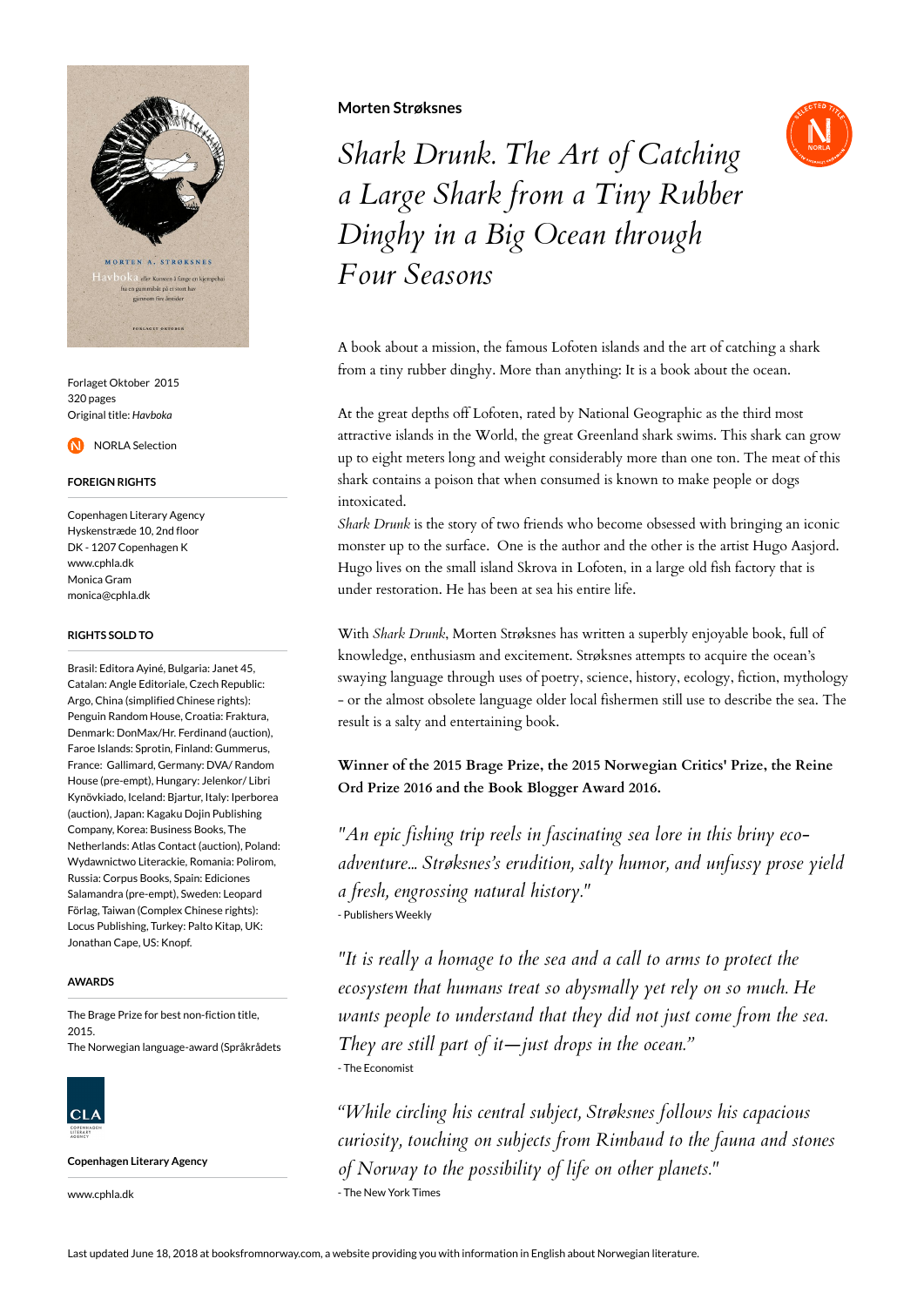Forlaget Oktober 2015
320 pages
Original title: *Havboka*

NORLA Selection

#### FOREIGN RIGHTS

Copenhagen Literary Agency
Hyskenstræde 10, 2nd floor
DK - 1207 Copenhagen K
www.cphla.dk
Monica Gram
monica@cphla.dk

#### RIGHTS SOLD TO

Brasil: Editora Ayiné, Bulgaria: Janet 45, Catalan: Angle Editoriale, Czech Republic: Argo, China (simplified Chinese rights): Penguin Random House, Croatia: Fraktura, Denmark: DonMax/Hr. Ferdinand (auction), Faroe Islands: Sprotin, Finland: Gummerus, France: Gallimard, Germany: DVA/ Random House (pre-empt), Hungary: Jelenkor/ Libri Kynövkiado, Iceland: Bjartur, Italy: Iperborea (auction), Japan: Kagaku Dojin Publishing Company, Korea: Business Books, The Netherlands: Atlas Contact (auction), Poland: Wydawnictwo Literackie, Romania: Polirom, Russia: Corpus Books, Spain: Ediciones Salamandra (pre-empt), Sweden: Leopard Förlag, Taiwan (Complex Chinese rights): Locus Publishing, Turkey: Palto Kitap, UK: Jonathan Cape, US: Knopf.

#### AWARDS

The Brage Prize for best non-fiction title, 2015.
The Norwegian language-award (Språkrådets

**Copenhagen Literary Agency**

www.cphla.dk

**Morten Strøksnes**

# *Shark Drunk. The Art of Catching a Large Shark from a Tiny Rubber Dinghy in a Big Ocean through Four Seasons*

A book about a mission, the famous Lofoten islands and the art of catching a shark from a tiny rubber dinghy. More than anything: It is a book about the ocean.

At the great depths off Lofoten, rated by National Geographic as the third most attractive islands in the World, the great Greenland shark swims. This shark can grow up to eight meters long and weight considerably more than one ton. The meat of this shark contains a poison that when consumed is known to make people or dogs intoxicated.
*Shark Drunk* is the story of two friends who become obsessed with bringing an iconic monster up to the surface. One is the author and the other is the artist Hugo Aasjord. Hugo lives on the small island Skrova in Lofoten, in a large old fish factory that is under restoration. He has been at sea his entire life.

With *Shark Drunk*, Morten Strøksnes has written a superbly enjoyable book, full of knowledge, enthusiasm and excitement. Strøksnes attempts to acquire the ocean's swaying language through uses of poetry, science, history, ecology, fiction, mythology - or the almost obsolete language older local fishermen still use to describe the sea. The result is a salty and entertaining book.

**Winner of the 2015 Brage Prize, the 2015 Norwegian Critics' Prize, the Reine Ord Prize 2016 and the Book Blogger Award 2016.**

*"An epic fishing trip reels in fascinating sea lore in this briny eco-adventure... Strøksnes's erudition, salty humor, and unfussy prose yield a fresh, engrossing natural history."*
- Publishers Weekly

*"It is really a homage to the sea and a call to arms to protect the ecosystem that humans treat so abysmally yet rely on so much. He wants people to understand that they did not just come from the sea. They are still part of it—just drops in the ocean."*
- The Economist

*"While circling his central subject, Strøksnes follows his capacious curiosity, touching on subjects from Rimbaud to the fauna and stones of Norway to the possibility of life on other planets."*
- The New York Times

Last updated June 18, 2018 at booksfromnorway.com, a website providing you with information in English about Norwegian literature.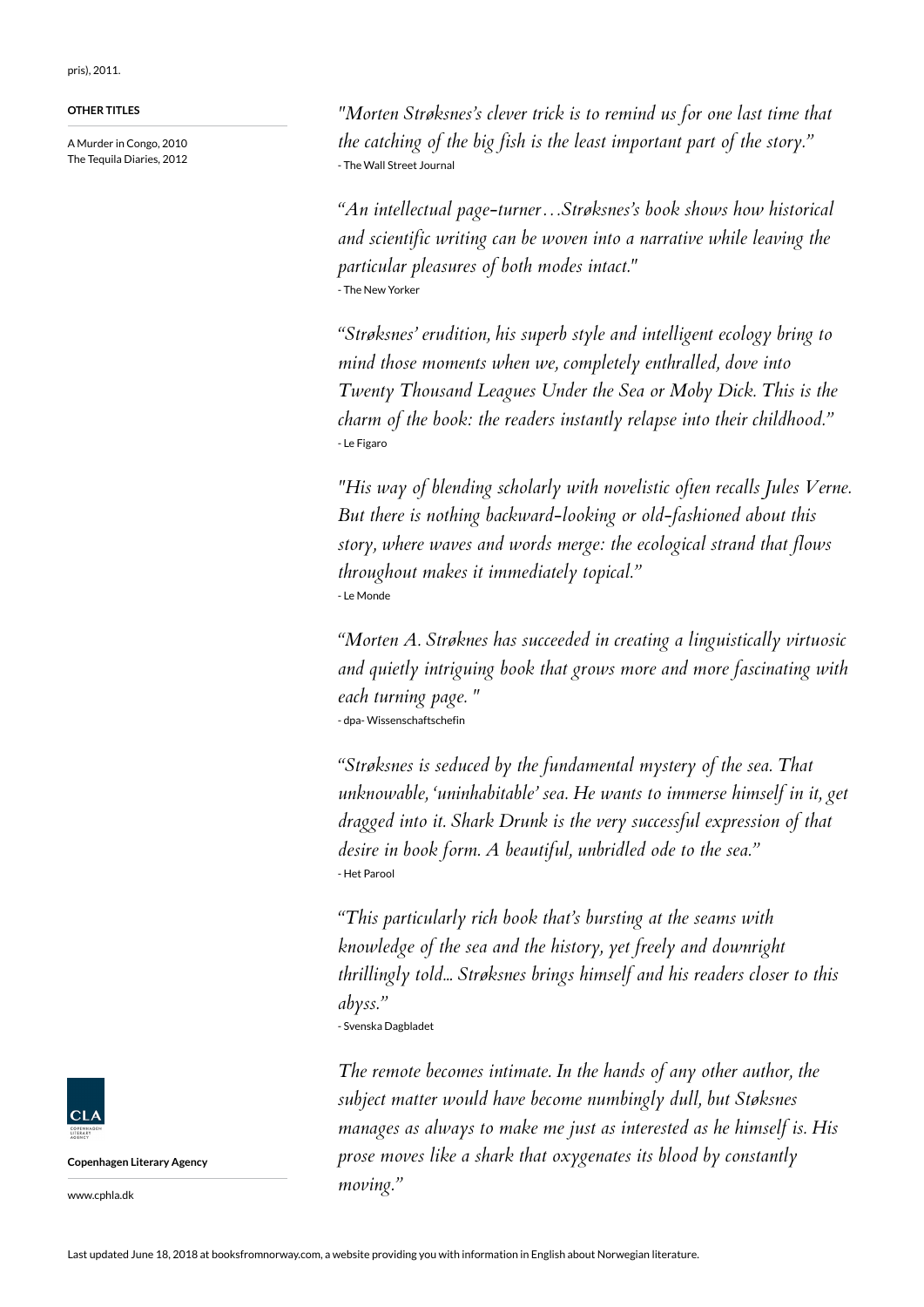pris), 2011.

**OTHER TITLES**

A Murder in Congo, 2010
The Tequila Diaries, 2012

*"Morten Strøksnes's clever trick is to remind us for one last time that the catching of the big fish is the least important part of the story."*
- The Wall Street Journal

*"An intellectual page-turner…Strøksnes's book shows how historical and scientific writing can be woven into a narrative while leaving the particular pleasures of both modes intact."*
- The New Yorker

*"Strøksnes' erudition, his superb style and intelligent ecology bring to mind those moments when we, completely enthralled, dove into Twenty Thousand Leagues Under the Sea or Moby Dick. This is the charm of the book: the readers instantly relapse into their childhood."*
- Le Figaro

*"His way of blending scholarly with novelistic often recalls Jules Verne. But there is nothing backward-looking or old-fashioned about this story, where waves and words merge: the ecological strand that flows throughout makes it immediately topical."*
- Le Monde

*"Morten A. Strøknes has succeeded in creating a linguistically virtuosic and quietly intriguing book that grows more and more fascinating with each turning page. "*
- dpa- Wissenschaftschefin

*"Strøksnes is seduced by the fundamental mystery of the sea. That unknowable, 'uninhabitable' sea. He wants to immerse himself in it, get dragged into it. Shark Drunk is the very successful expression of that desire in book form. A beautiful, unbridled ode to the sea."*
- Het Parool

*"This particularly rich book that's bursting at the seams with knowledge of the sea and the history, yet freely and downright thrillingly told... Strøksnes brings himself and his readers closer to this abyss."*
- Svenska Dagbladet

*The remote becomes intimate. In the hands of any other author, the subject matter would have become numbingly dull, but Støksnes manages as always to make me just as interested as he himself is. His prose moves like a shark that oxygenates its blood by constantly moving."*

**Copenhagen Literary Agency**

www.cphla.dk

Last updated June 18, 2018 at booksfromnorway.com, a website providing you with information in English about Norwegian literature.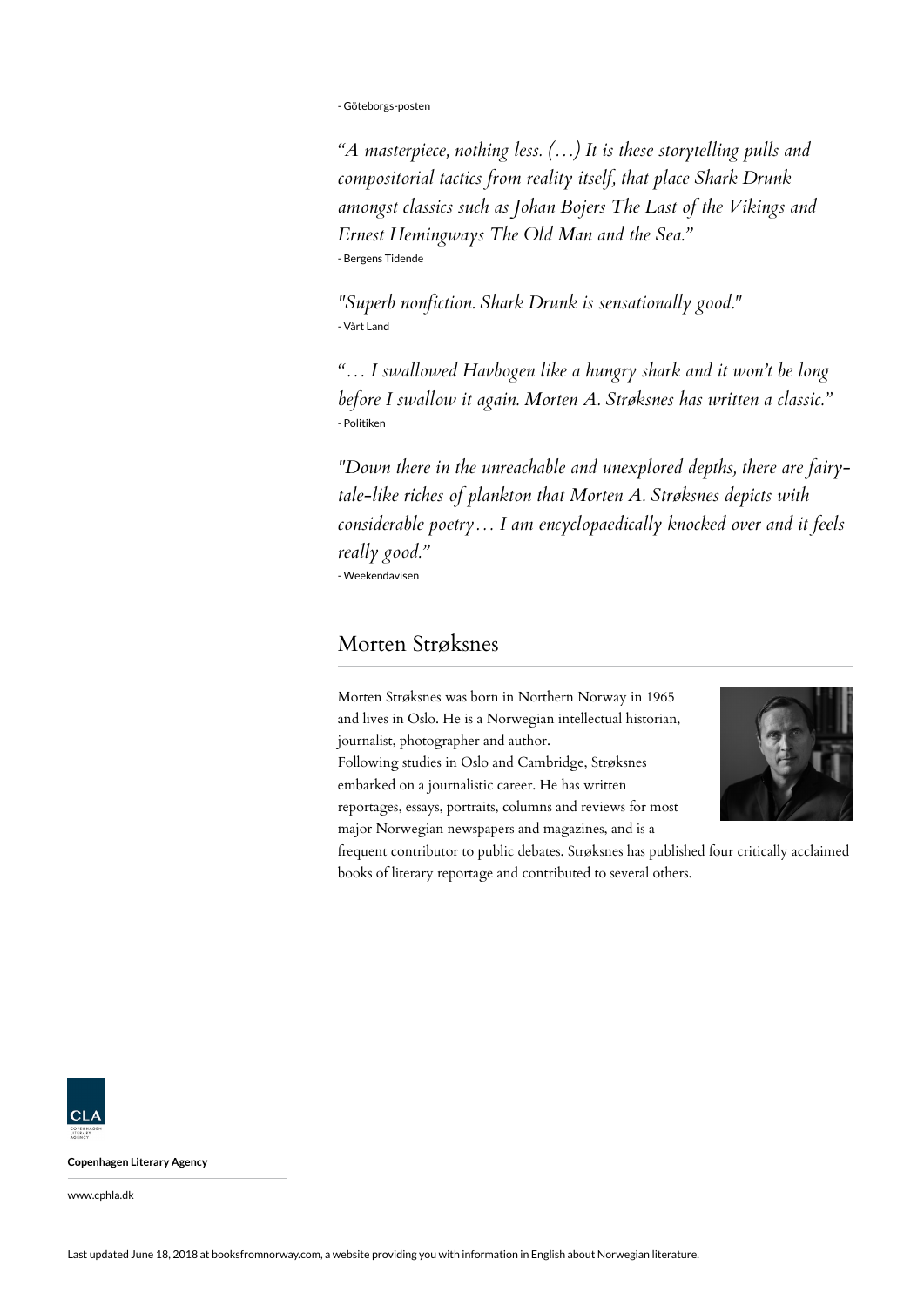- Göteborgs-posten

*“A masterpiece, nothing less. (…) It is these storytelling pulls and compositorial tactics from reality itself, that place Shark Drunk amongst classics such as Johan Bojers The Last of the Vikings and Ernest Hemingways The Old Man and the Sea.”*
- Bergens Tidende

*"Superb nonfiction. Shark Drunk is sensationally good."*
- Vårt Land

*“… I swallowed Havbogen like a hungry shark and it won’t be long before I swallow it again. Morten A. Strøksnes has written a classic.”*
- Politiken

*"Down there in the unreachable and unexplored depths, there are fairy-tale-like riches of plankton that Morten A. Strøksnes depicts with considerable poetry… I am encyclopaedically knocked over and it feels really good.”*
- Weekendavisen

## Morten Strøksnes

Morten Strøksnes was born in Northern Norway in 1965 and lives in Oslo. He is a Norwegian intellectual historian, journalist, photographer and author.
Following studies in Oslo and Cambridge, Strøksnes embarked on a journalistic career. He has written reportages, essays, portraits, columns and reviews for most major Norwegian newspapers and magazines, and is a frequent contributor to public debates. Strøksnes has published four critically acclaimed books of literary reportage and contributed to several others.

**Copenhagen Literary Agency**

www.cphla.dk

Last updated June 18, 2018 at booksfromnorway.com, a website providing you with information in English about Norwegian literature.